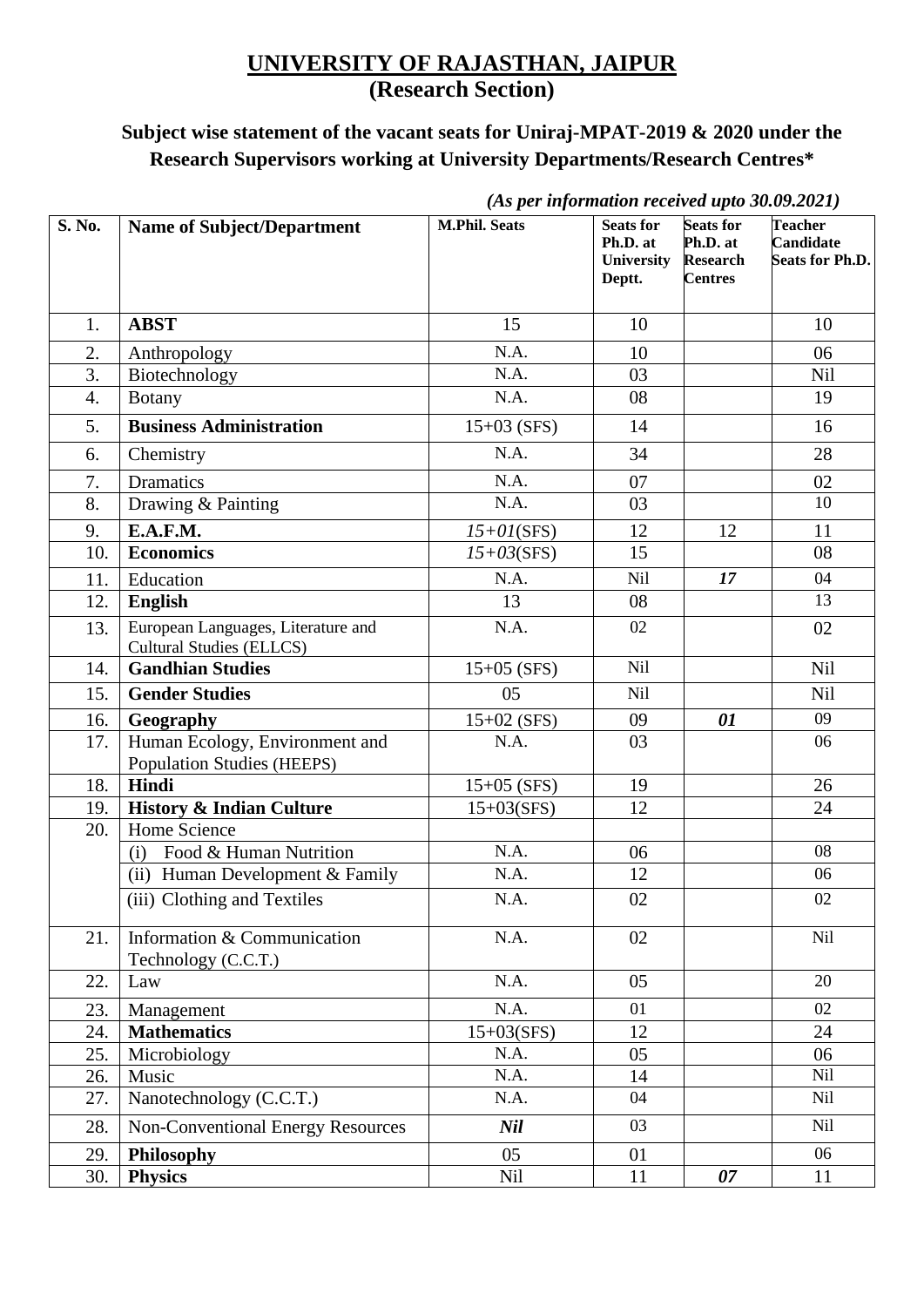# UNIVERSITY OF RAJASTHAN, JAIPUR
## (Research Section)

### Subject wise statement of the vacant seats for Uniraj-MPAT-2019 & 2020 under the Research Supervisors working at University Departments/Research Centres*

*(As per information received upto 30.09.2021)*

| S. No. | Name of Subject/Department | M.Phil. Seats | Seats for Ph.D. at University Deptt. | Seats for Ph.D. at Research Centres | Teacher Candidate Seats for Ph.D. |
|---|---|---|---|---|---|
| 1. | **ABST** | 15 | 10 | | 10 |
| 2. | Anthropology | N.A. | 10 | | 06 |
| 3. | Biotechnology | N.A. | 03 | | Nil |
| 4. | Botany | N.A. | 08 | | 19 |
| 5. | **Business Administration** | 15+03 (SFS) | 14 | | 16 |
| 6. | Chemistry | N.A. | 34 | | 28 |
| 7. | Dramatics | N.A. | 07 | | 02 |
| 8. | Drawing & Painting | N.A. | 03 | | 10 |
| 9. | **E.A.F.M.** | *15+01*(SFS) | 12 | 12 | 11 |
| 10. | **Economics** | *15+03*(SFS) | 15 | | 08 |
| 11. | Education | N.A. | Nil | ***17*** | 04 |
| 12. | **English** | 13 | 08 | | 13 |
| 13. | European Languages, Literature and Cultural Studies (ELLCS) | N.A. | 02 | | 02 |
| 14. | **Gandhian Studies** | 15+05 (SFS) | Nil | | Nil |
| 15. | **Gender Studies** | 05 | Nil | | Nil |
| 16. | **Geography** | 15+02 (SFS) | 09 | ***01*** | 09 |
| 17. | Human Ecology, Environment and Population Studies (HEEPS) | N.A. | 03 | | 06 |
| 18. | **Hindi** | 15+05 (SFS) | 19 | | 26 |
| 19. | **History & Indian Culture** | 15+03(SFS) | 12 | | 24 |
| 20. | Home Science | | | | |
| | (i) Food & Human Nutrition | N.A. | 06 | | 08 |
| | (ii) Human Development & Family | N.A. | 12 | | 06 |
| | (iii) Clothing and Textiles | N.A. | 02 | | 02 |
| 21. | Information & Communication Technology (C.C.T.) | N.A. | 02 | | Nil |
| 22. | Law | N.A. | 05 | | 20 |
| 23. | Management | N.A. | 01 | | 02 |
| 24. | **Mathematics** | 15+03(SFS) | 12 | | 24 |
| 25. | Microbiology | N.A. | 05 | | 06 |
| 26. | Music | N.A. | 14 | | Nil |
| 27. | Nanotechnology (C.C.T.) | N.A. | 04 | | Nil |
| 28. | Non-Conventional Energy Resources | ***Nil*** | 03 | | Nil |
| 29. | **Philosophy** | 05 | 01 | | 06 |
| 30. | **Physics** | Nil | 11 | ***07*** | 11 |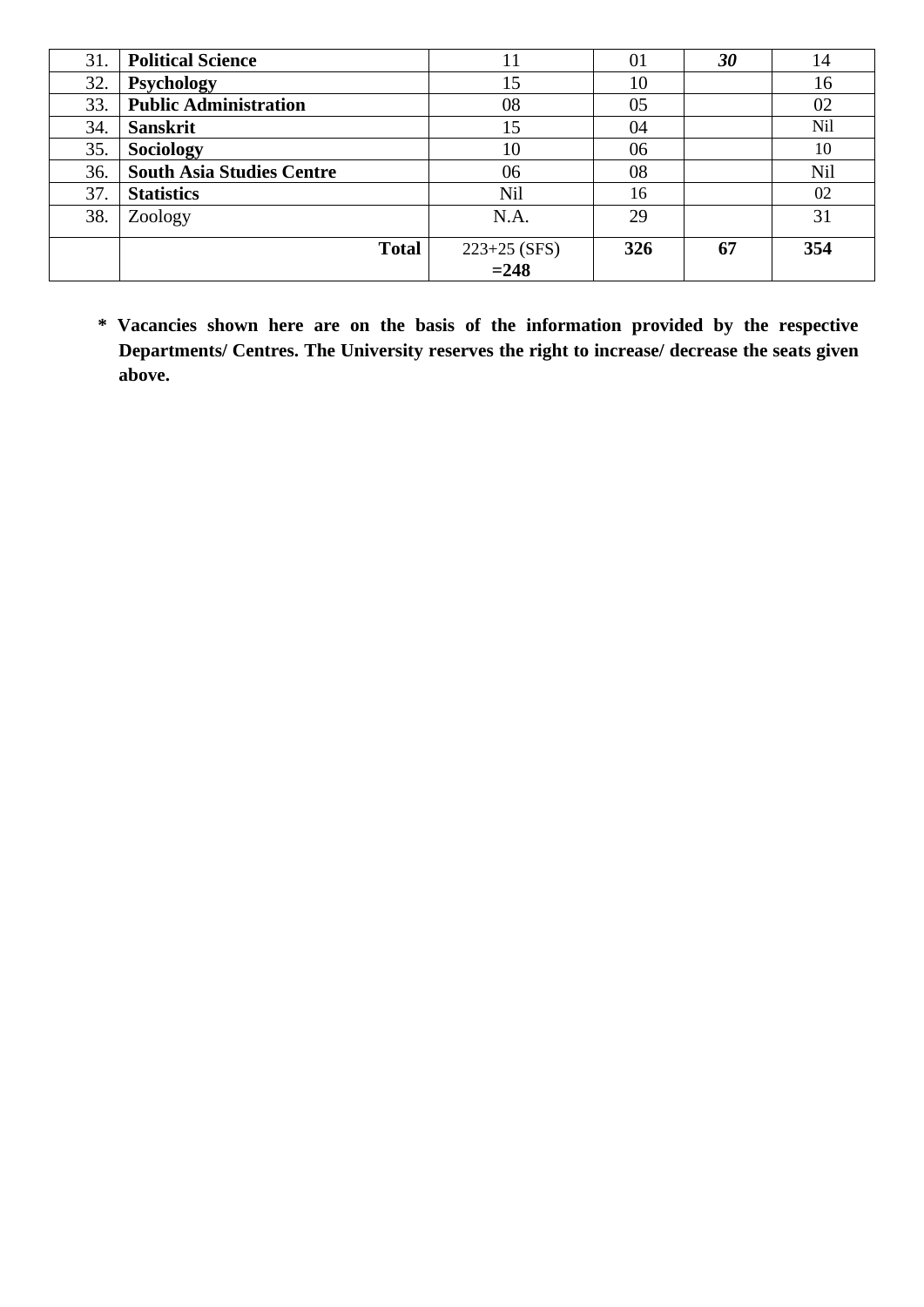| | | | | | |
|---|---|---|---|---|---|
| 31. | **Political Science** | 11 | 01 | ***30*** | 14 |
| 32. | **Psychology** | 15 | 10 | | 16 |
| 33. | **Public Administration** | 08 | 05 | | 02 |
| 34. | **Sanskrit** | 15 | 04 | | Nil |
| 35. | **Sociology** | 10 | 06 | | 10 |
| 36. | **South Asia Studies Centre** | 06 | 08 | | Nil |
| 37. | **Statistics** | Nil | 16 | | 02 |
| 38. | Zoology | N.A. | 29 | | 31 |
| | **Total** | 223+25 (SFS) **=248** | **326** | **67** | **354** |

**\* Vacancies shown here are on the basis of the information provided by the respective Departments/ Centres. The University reserves the right to increase/ decrease the seats given above.**